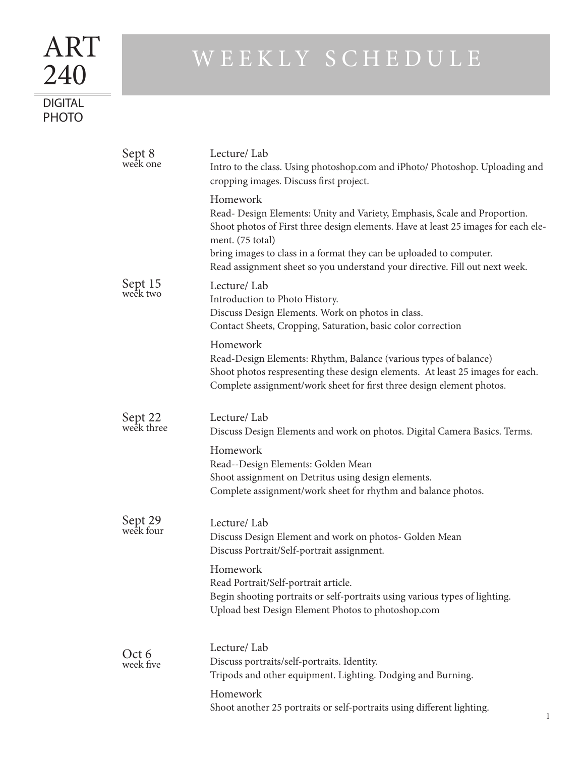# ART 240

DIGITAL PHOTO

## WEEKLY SCHEDULE

### Sept 8
week one

**Lecture/ Lab**

Intro to the class. Using photoshop.com and iPhoto/ Photoshop. Uploading and cropping images. Discuss first project.

**Homework**

Read- Design Elements: Unity and Variety, Emphasis, Scale and Proportion.
Shoot photos of First three design elements. Have at least 25 images for each element. (75 total)
bring images to class in a format they can be uploaded to computer.
Read assignment sheet so you understand your directive. Fill out next week.

### Sept 15
week two

**Lecture/ Lab**

Introduction to Photo History.
Discuss Design Elements. Work on photos in class.
Contact Sheets, Cropping, Saturation, basic color correction

**Homework**

Read-Design Elements: Rhythm, Balance (various types of balance)
Shoot photos respresenting these design elements. At least 25 images for each.
Complete assignment/work sheet for first three design element photos.

### Sept 22
week three

**Lecture/ Lab**

Discuss Design Elements and work on photos. Digital Camera Basics. Terms.

**Homework**

Read--Design Elements: Golden Mean
Shoot assignment on Detritus using design elements.
Complete assignment/work sheet for rhythm and balance photos.

### Sept 29
week four

**Lecture/ Lab**

Discuss Design Element and work on photos- Golden Mean
Discuss Portrait/Self-portrait assignment.

**Homework**

Read Portrait/Self-portrait article.
Begin shooting portraits or self-portraits using various types of lighting.
Upload best Design Element Photos to photoshop.com

### Oct 6
week five

**Lecture/ Lab**

Discuss portraits/self-portraits. Identity.
Tripods and other equipment. Lighting. Dodging and Burning.

**Homework**

Shoot another 25 portraits or self-portraits using different lighting.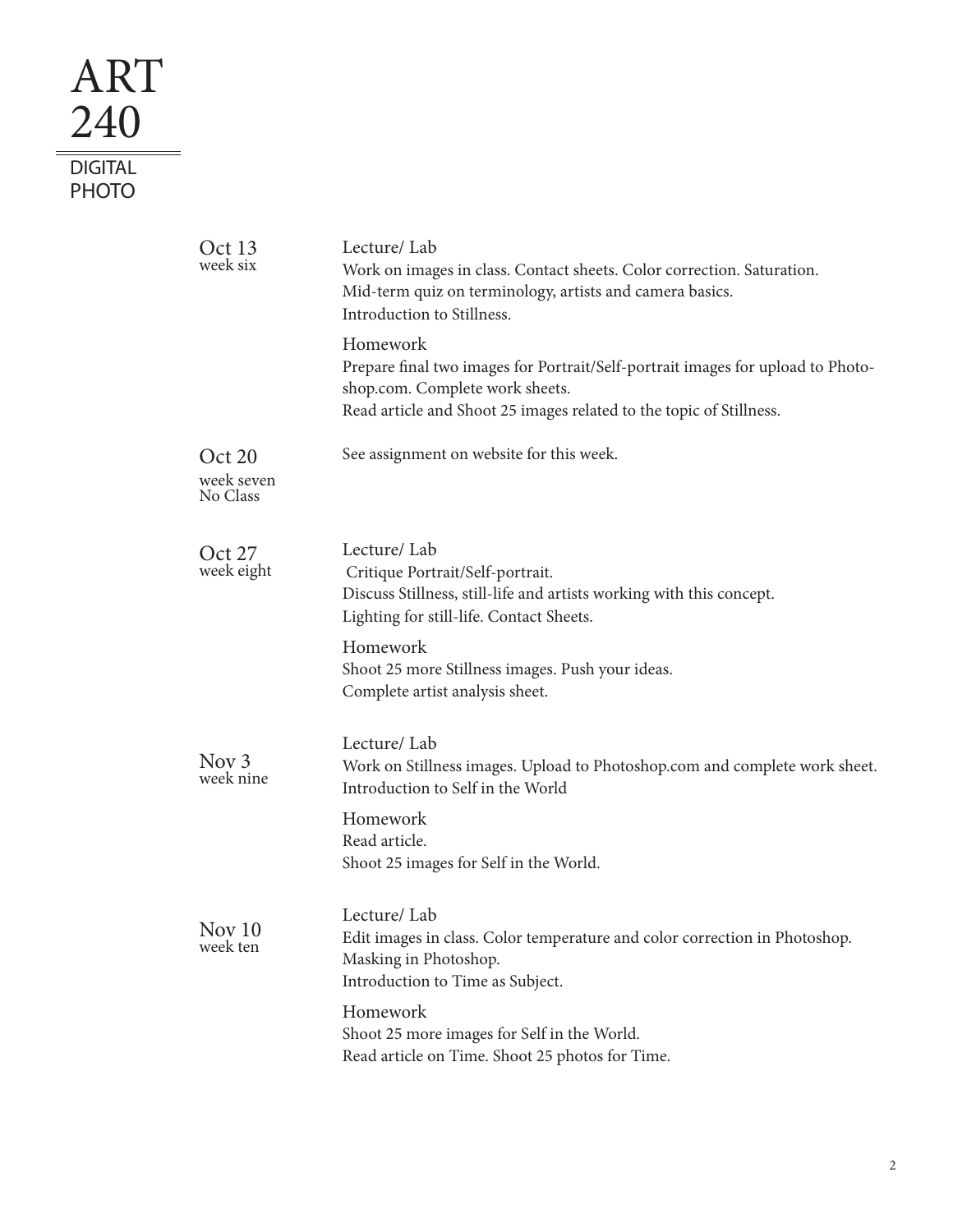# ART 240

## DIGITAL PHOTO

**Oct 13**
week six

Lecture/ Lab
Work on images in class. Contact sheets. Color correction. Saturation.
Mid-term quiz on terminology, artists and camera basics.
Introduction to Stillness.

Homework
Prepare final two images for Portrait/Self-portrait images for upload to Photoshop.com. Complete work sheets.
Read article and Shoot 25 images related to the topic of Stillness.

**Oct 20**
week seven
No Class

See assignment on website for this week.

**Oct 27**
week eight

Lecture/ Lab
Critique Portrait/Self-portrait.
Discuss Stillness, still-life and artists working with this concept.
Lighting for still-life. Contact Sheets.

Homework
Shoot 25 more Stillness images. Push your ideas.
Complete artist analysis sheet.

**Nov 3**
week nine

Lecture/ Lab
Work on Stillness images. Upload to Photoshop.com and complete work sheet.
Introduction to Self in the World

Homework
Read article.
Shoot 25 images for Self in the World.

**Nov 10**
week ten

Lecture/ Lab
Edit images in class. Color temperature and color correction in Photoshop.
Masking in Photoshop.
Introduction to Time as Subject.

Homework
Shoot 25 more images for Self in the World.
Read article on Time. Shoot 25 photos for Time.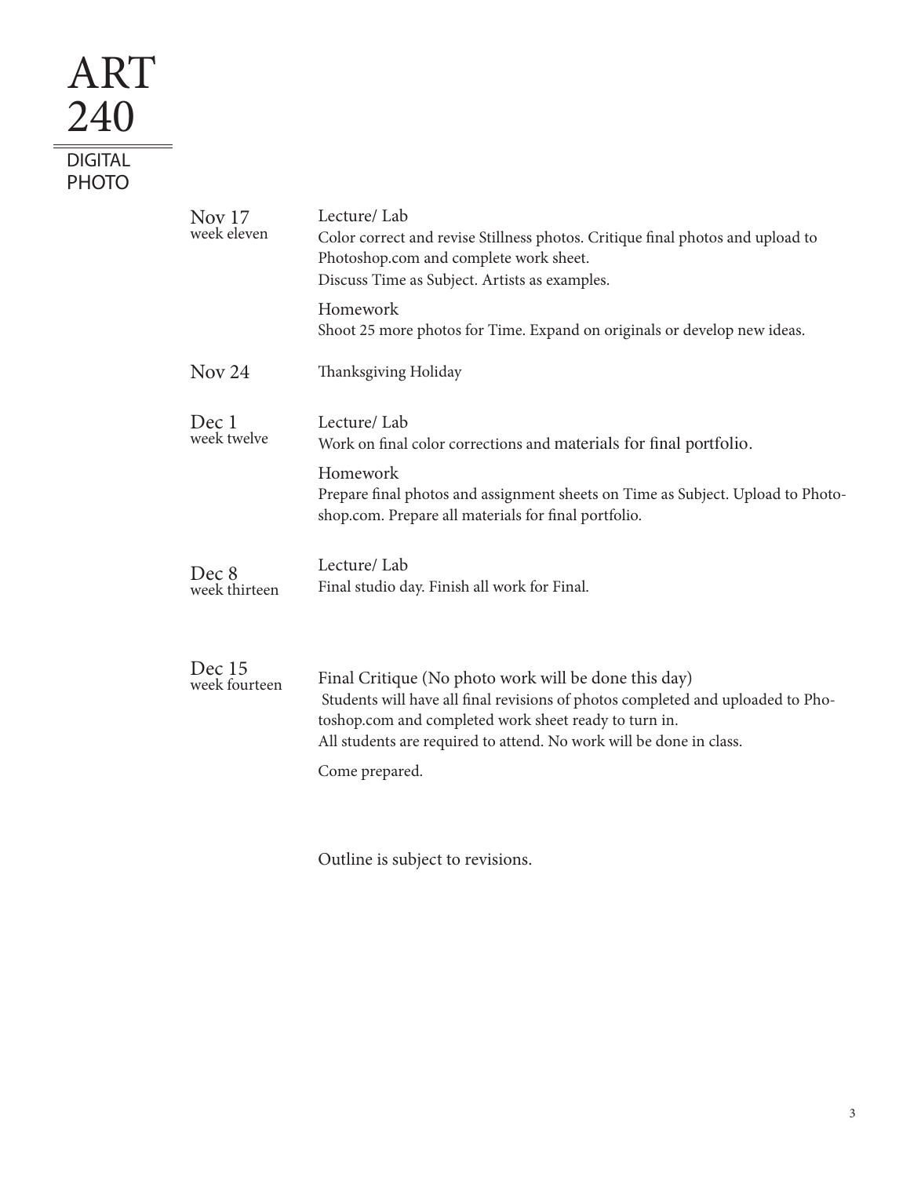# ART 240

DIGITAL PHOTO

| | |
|---|---|
| Nov 17<br>week eleven | Lecture/ Lab<br>Color correct and revise Stillness photos. Critique final photos and upload to Photoshop.com and complete work sheet.<br>Discuss Time as Subject. Artists as examples.<br><br>Homework<br>Shoot 25 more photos for Time. Expand on originals or develop new ideas. |
| Nov 24 | Thanksgiving Holiday |
| Dec 1<br>week twelve | Lecture/ Lab<br>Work on final color corrections and materials for final portfolio.<br><br>Homework<br>Prepare final photos and assignment sheets on Time as Subject. Upload to Photoshop.com. Prepare all materials for final portfolio. |
| Dec 8<br>week thirteen | Lecture/ Lab<br>Final studio day. Finish all work for Final. |
| Dec 15<br>week fourteen | Final Critique (No photo work will be done this day)<br>Students will have all final revisions of photos completed and uploaded to Photoshop.com and completed work sheet ready to turn in.<br>All students are required to attend. No work will be done in class.<br><br>Come prepared. |

Outline is subject to revisions.